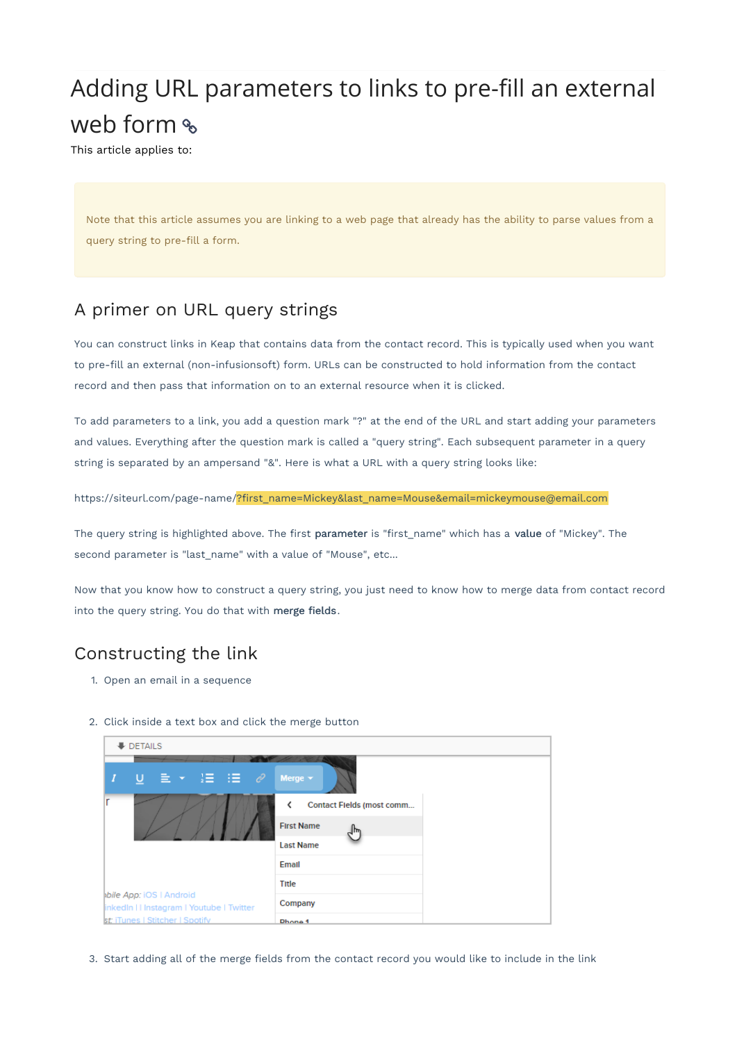# Adding URL parameters to links to pre-fill an external web form

This article applies to:

Note that this article assumes you are linking to a web page that already has the ability to parse values from a query string to pre-fill a form.

## A primer on URL query strings

You can construct links in Keap that contains data from the contact record. This is typically used when you want to pre-fill an external (non-infusionsoft) form. URLs can be constructed to hold information from the contact record and then pass that information on to an external resource when it is clicked.

To add parameters to a link, you add a question mark "?" at the end of the URL and start adding your parameters and values. Everything after the question mark is called a "query string". Each subsequent parameter in a query string is separated by an ampersand "&". Here is what a URL with a query string looks like:

https://siteurl.com/page-name/?first_name=Mickey&last_name=Mouse&email=mickeymouse@email.com

The query string is highlighted above. The first **parameter** is "first_name" which has a **value** of "Mickey". The second parameter is "last_name" with a value of "Mouse", etc...

Now that you know how to construct a query string, you just need to know how to merge data from contact record into the query string. You do that with **merge fields**.

## Constructing the link

1. Open an email in a sequence
2. Click inside a text box and click the merge button
3. Start adding all of the merge fields from the contact record you would like to include in the link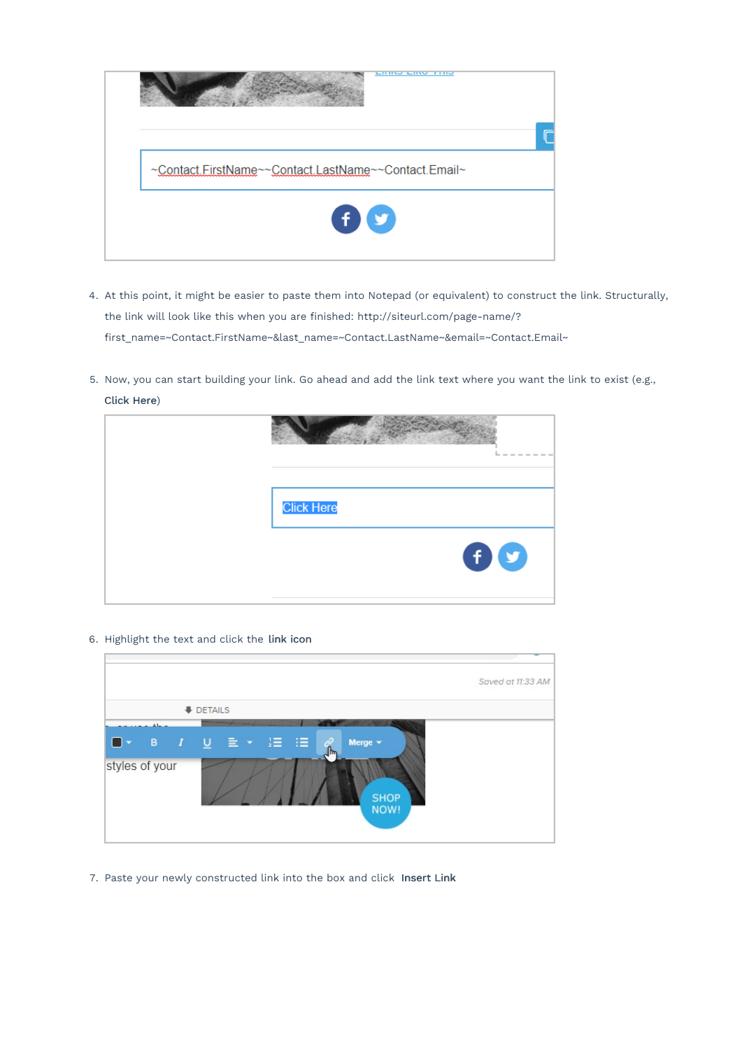4. At this point, it might be easier to paste them into Notepad (or equivalent) to construct the link. Structurally, the link will look like this when you are finished: http://siteurl.com/page-name/?first_name=~Contact.FirstName~&last_name=~Contact.LastName~&email=~Contact.Email~

5. Now, you can start building your link. Go ahead and add the link text where you want the link to exist (e.g., **Click Here**)

6. Highlight the text and click the **link icon**

7. Paste your newly constructed link into the box and click **Insert Link**